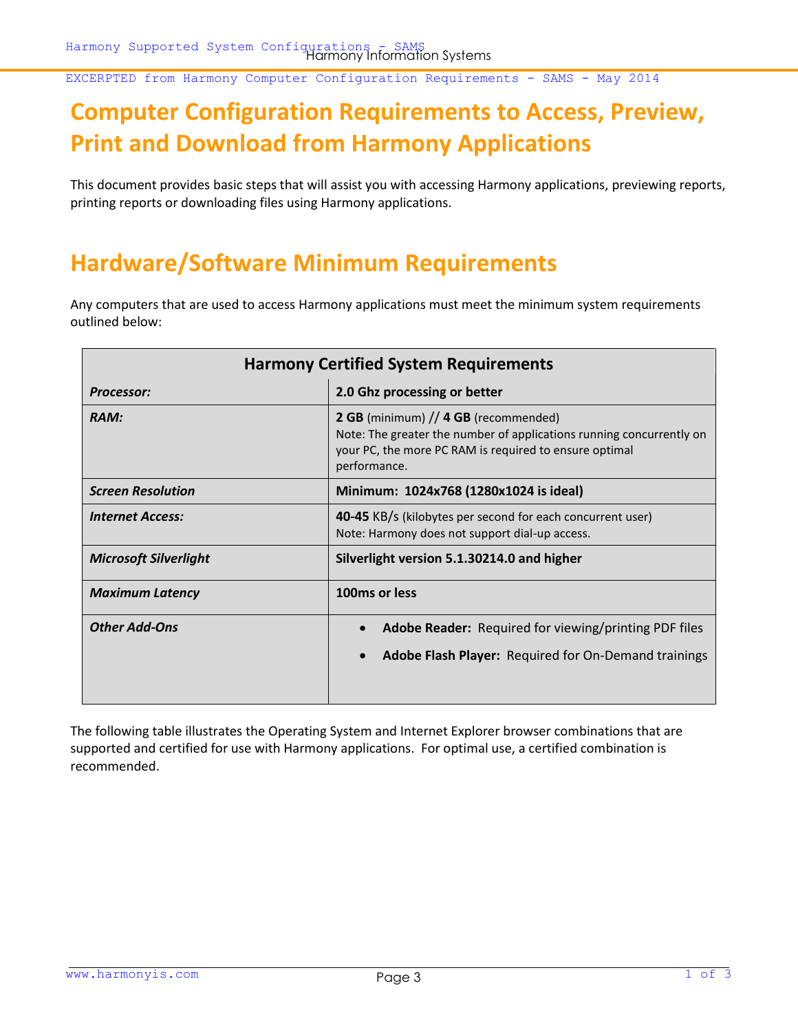EXCERPTED from Harmony Computer Configuration Requirements - SAMS - May 2014

# Computer Configuration Requirements to Access, Preview, Print and Download from Harmony Applications

This document provides basic steps that will assist you with accessing Harmony applications, previewing reports, printing reports or downloading files using Harmony applications.

# Hardware/Software Minimum Requirements

Any computers that are used to access Harmony applications must meet the minimum system requirements outlined below:

| Harmony Certified System Requirements | |
|---|---|
| ***Processor:*** | **2.0 Ghz processing or better** |
| ***RAM:*** | **2 GB** (minimum) // **4 GB** (recommended)<br>Note: The greater the number of applications running concurrently on your PC, the more PC RAM is required to ensure optimal performance. |
| ***Screen Resolution*** | **Minimum: 1024x768 (1280x1024 is ideal)** |
| ***Internet Access:*** | **40-45** KB/s (kilobytes per second for each concurrent user)<br>Note: Harmony does not support dial-up access. |
| ***Microsoft Silverlight*** | **Silverlight version 5.1.30214.0 and higher** |
| ***Maximum Latency*** | **100ms or less** |
| ***Other Add-Ons*** | • **Adobe Reader:** Required for viewing/printing PDF files<br>• **Adobe Flash Player:** Required for On-Demand trainings |

The following table illustrates the Operating System and Internet Explorer browser combinations that are supported and certified for use with Harmony applications. For optimal use, a certified combination is recommended.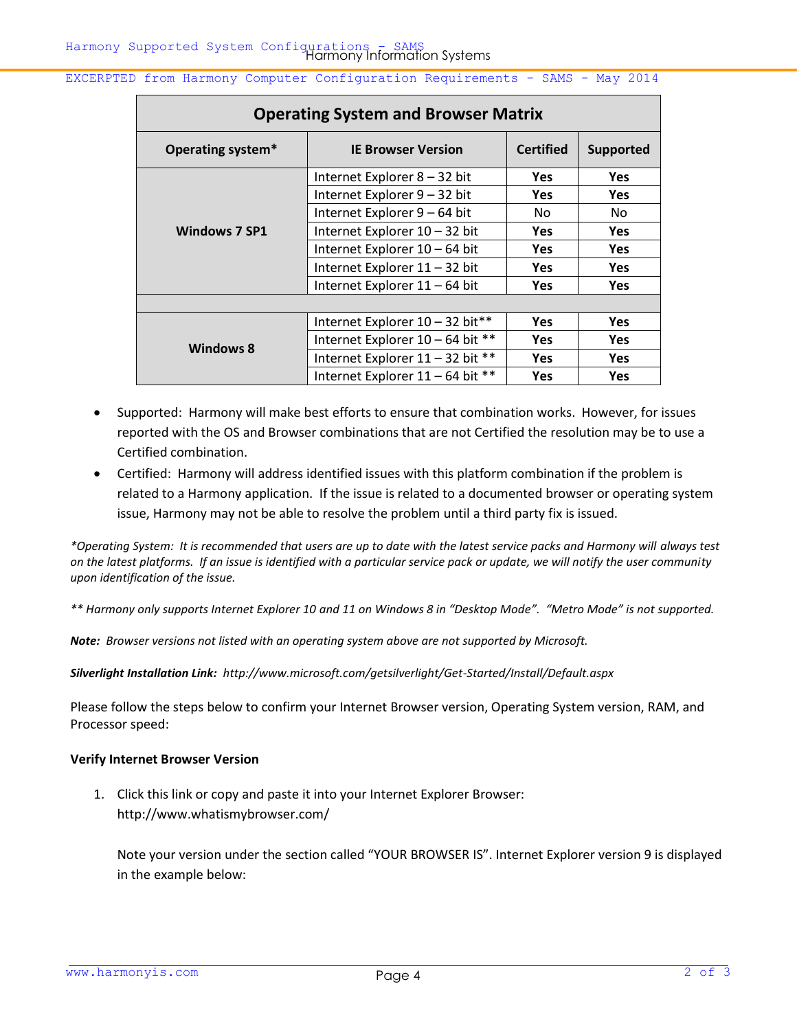EXCERPTED from Harmony Computer Configuration Requirements - SAMS - May 2014

| Operating System and Browser Matrix | | | |
|---|---|---|---|
| **Operating system*** | **IE Browser Version** | **Certified** | **Supported** |
| **Windows 7 SP1** | Internet Explorer 8 – 32 bit | **Yes** | **Yes** |
| | Internet Explorer 9 – 32 bit | **Yes** | **Yes** |
| | Internet Explorer 9 – 64 bit | No | No |
| | Internet Explorer 10 – 32 bit | **Yes** | **Yes** |
| | Internet Explorer 10 – 64 bit | **Yes** | **Yes** |
| | Internet Explorer 11 – 32 bit | **Yes** | **Yes** |
| | Internet Explorer 11 – 64 bit | **Yes** | **Yes** |
| | | | |
| **Windows 8** | Internet Explorer 10 – 32 bit** | **Yes** | **Yes** |
| | Internet Explorer 10 – 64 bit ** | **Yes** | **Yes** |
| | Internet Explorer 11 – 32 bit ** | **Yes** | **Yes** |
| | Internet Explorer 11 – 64 bit ** | **Yes** | **Yes** |

- Supported: Harmony will make best efforts to ensure that combination works. However, for issues reported with the OS and Browser combinations that are not Certified the resolution may be to use a Certified combination.
- Certified: Harmony will address identified issues with this platform combination if the problem is related to a Harmony application. If the issue is related to a documented browser or operating system issue, Harmony may not be able to resolve the problem until a third party fix is issued.

*\*Operating System: It is recommended that users are up to date with the latest service packs and Harmony will always test on the latest platforms. If an issue is identified with a particular service pack or update, we will notify the user community upon identification of the issue.*

*\*\* Harmony only supports Internet Explorer 10 and 11 on Windows 8 in "Desktop Mode". "Metro Mode" is not supported.*

***Note:** Browser versions not listed with an operating system above are not supported by Microsoft.*

***Silverlight Installation Link:** http://www.microsoft.com/getsilverlight/Get-Started/Install/Default.aspx*

Please follow the steps below to confirm your Internet Browser version, Operating System version, RAM, and Processor speed:

**Verify Internet Browser Version**

1. Click this link or copy and paste it into your Internet Explorer Browser: http://www.whatismybrowser.com/

   Note your version under the section called "YOUR BROWSER IS". Internet Explorer version 9 is displayed in the example below: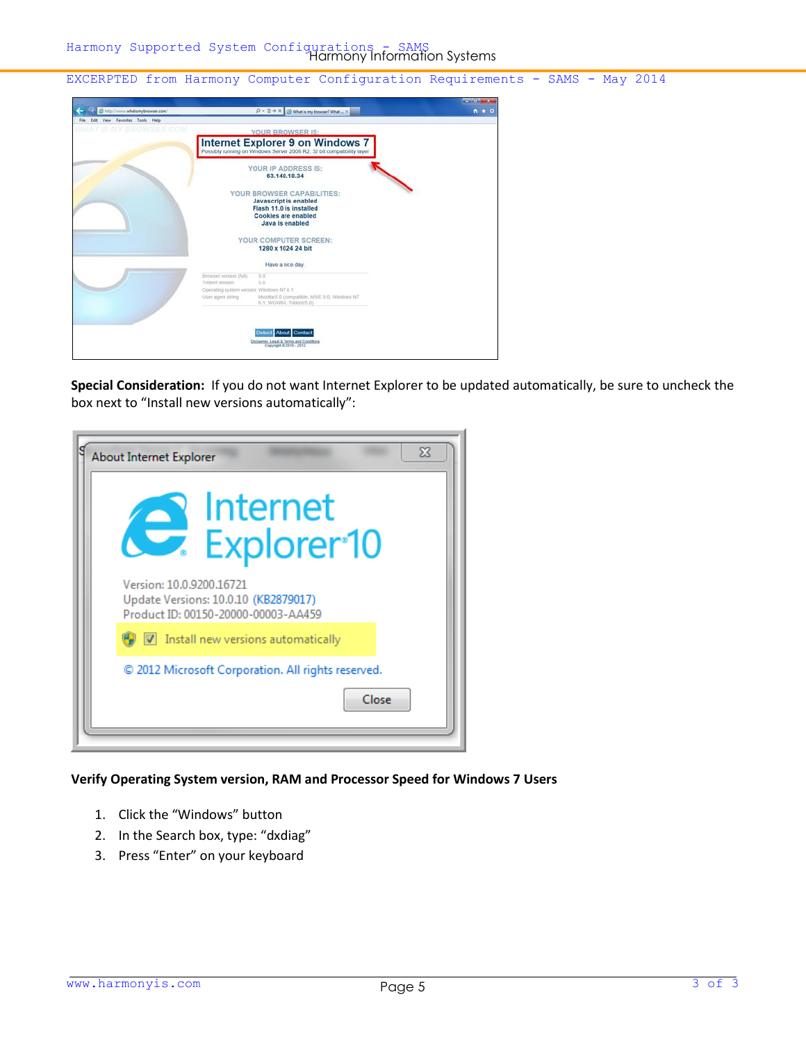**Special Consideration:** If you do not want Internet Explorer to be updated automatically, be sure to uncheck the box next to "Install new versions automatically":

**Verify Operating System version, RAM and Processor Speed for Windows 7 Users**

1. Click the "Windows" button
2. In the Search box, type: "dxdiag"
3. Press "Enter" on your keyboard